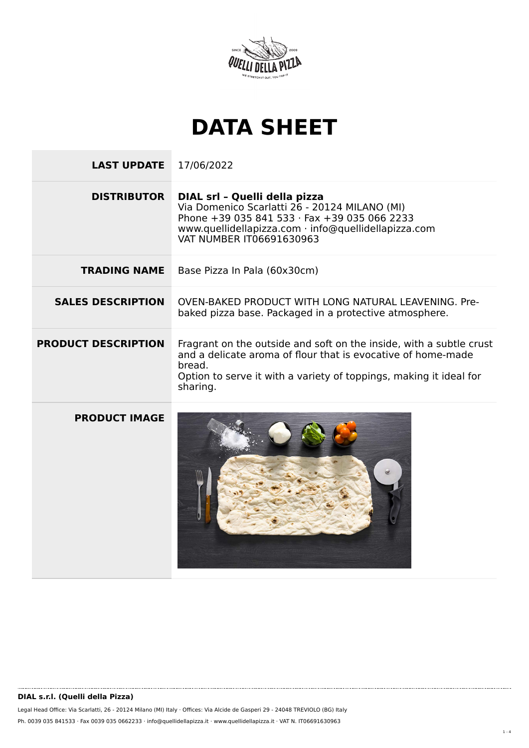# DATA SHEET

| | |
|---|---|
| **LAST UPDATE** | 17/06/2022 |
| **DISTRIBUTOR** | **DIAL srl – Quelli della pizza**<br>Via Domenico Scarlatti 26 - 20124 MILANO (MI)<br>Phone +39 035 841 533 · Fax +39 035 066 2233<br>www.quellidellapizza.com · info@quellidellapizza.com<br>VAT NUMBER IT06691630963 |
| **TRADING NAME** | Base Pizza In Pala (60x30cm) |
| **SALES DESCRIPTION** | OVEN-BAKED PRODUCT WITH LONG NATURAL LEAVENING. Pre-baked pizza base. Packaged in a protective atmosphere. |
| **PRODUCT DESCRIPTION** | Fragrant on the outside and soft on the inside, with a subtle crust and a delicate aroma of flour that is evocative of home-made bread.<br>Option to serve it with a variety of toppings, making it ideal for sharing. |
| **PRODUCT IMAGE** | |

**DIAL s.r.l. (Quelli della Pizza)**

Legal Head Office: Via Scarlatti, 26 - 20124 Milano (MI) Italy · Offices: Via Alcide de Gasperi 29 - 24048 TREVIOLO (BG) Italy

Ph. 0039 035 841533 · Fax 0039 035 0662233 · info@quellidellapizza.it · www.quellidellapizza.it · VAT N. IT06691630963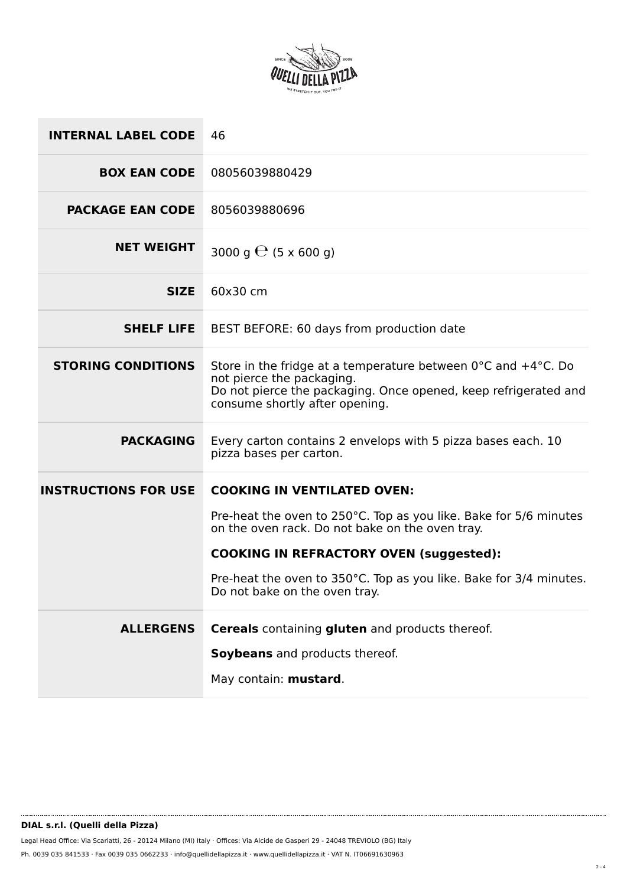| | |
|---|---|
| **INTERNAL LABEL CODE** | 46 |
| **BOX EAN CODE** | 08056039880429 |
| **PACKAGE EAN CODE** | 8056039880696 |
| **NET WEIGHT** | 3000 g ℮ (5 x 600 g) |
| **SIZE** | 60x30 cm |
| **SHELF LIFE** | BEST BEFORE: 60 days from production date |
| **STORING CONDITIONS** | Store in the fridge at a temperature between 0°C and +4°C. Do not pierce the packaging.<br>Do not pierce the packaging. Once opened, keep refrigerated and consume shortly after opening. |
| **PACKAGING** | Every carton contains 2 envelops with 5 pizza bases each. 10 pizza bases per carton. |
| **INSTRUCTIONS FOR USE** | **COOKING IN VENTILATED OVEN:**<br>Pre-heat the oven to 250°C. Top as you like. Bake for 5/6 minutes on the oven rack. Do not bake on the oven tray.<br>**COOKING IN REFRACTORY OVEN (suggested):**<br>Pre-heat the oven to 350°C. Top as you like. Bake for 3/4 minutes. Do not bake on the oven tray. |
| **ALLERGENS** | **Cereals** containing **gluten** and products thereof.<br>**Soybeans** and products thereof.<br>May contain: **mustard**. |

**DIAL s.r.l. (Quelli della Pizza)**

Legal Head Office: Via Scarlatti, 26 - 20124 Milano (MI) Italy · Offices: Via Alcide de Gasperi 29 - 24048 TREVIOLO (BG) Italy

Ph. 0039 035 841533 · Fax 0039 035 0662233 · info@quellidellapizza.it · www.quellidellapizza.it · VAT N. IT06691630963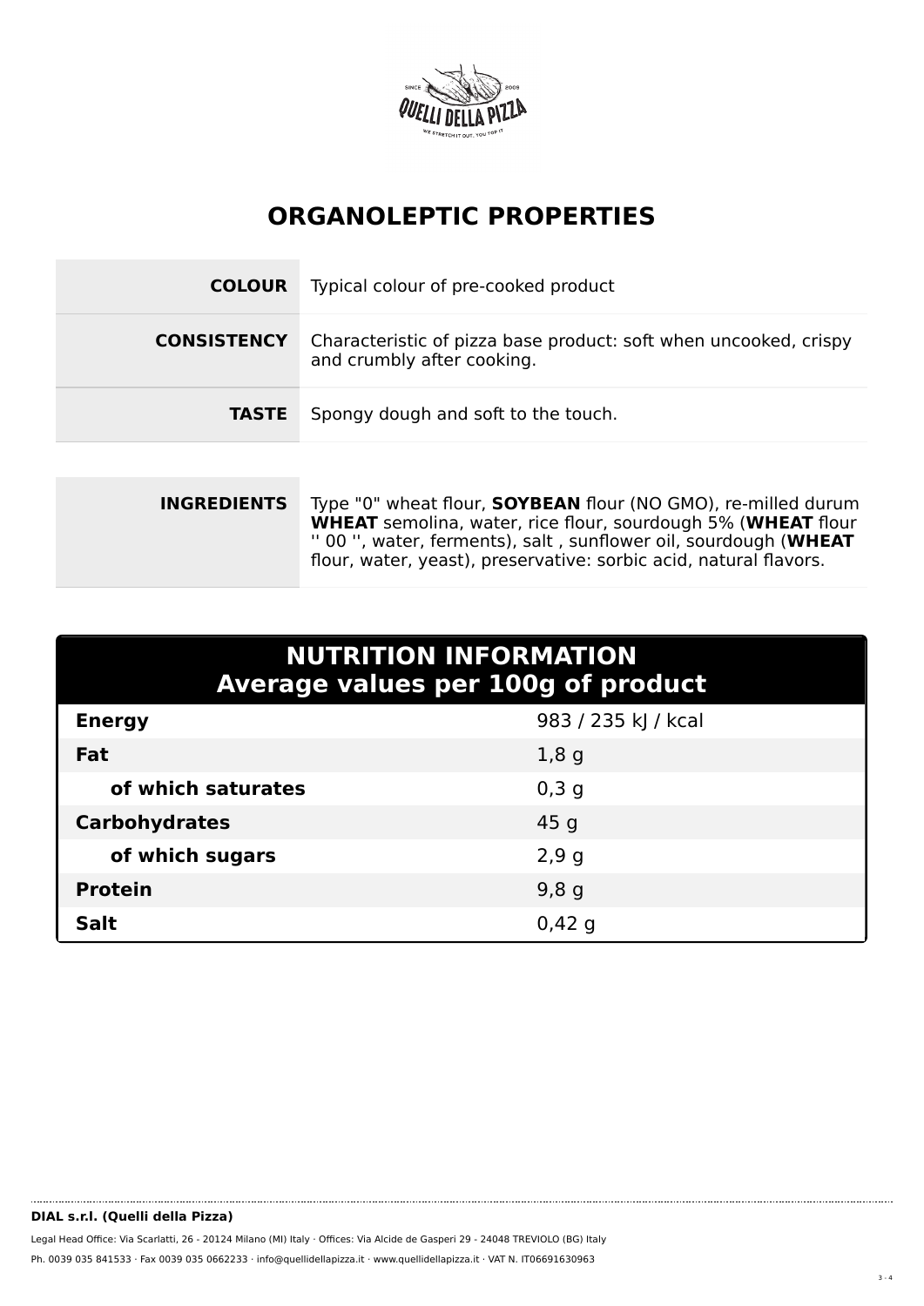## ORGANOLEPTIC PROPERTIES

| | |
|---|---|
| **COLOUR** | Typical colour of pre-cooked product |
| **CONSISTENCY** | Characteristic of pizza base product: soft when uncooked, crispy and crumbly after cooking. |
| **TASTE** | Spongy dough and soft to the touch. |

| | |
|---|---|
| **INGREDIENTS** | Type "0" wheat flour, **SOYBEAN** flour (NO GMO), re-milled durum **WHEAT** semolina, water, rice flour, sourdough 5% (**WHEAT** flour '' 00 '', water, ferments), salt , sunflower oil, sourdough (**WHEAT** flour, water, yeast), preservative: sorbic acid, natural flavors. |

| **NUTRITION INFORMATION Average values per 100g of product** | |
|---|---|
| **Energy** | 983 / 235 kJ / kcal |
| **Fat** | 1,8 g |
| **of which saturates** | 0,3 g |
| **Carbohydrates** | 45 g |
| **of which sugars** | 2,9 g |
| **Protein** | 9,8 g |
| **Salt** | 0,42 g |

**DIAL s.r.l. (Quelli della Pizza)**

Legal Head Office: Via Scarlatti, 26 - 20124 Milano (MI) Italy · Offices: Via Alcide de Gasperi 29 - 24048 TREVIOLO (BG) Italy

Ph. 0039 035 841533 · Fax 0039 035 0662233 · info@quellidellapizza.it · www.quellidellapizza.it · VAT N. IT06691630963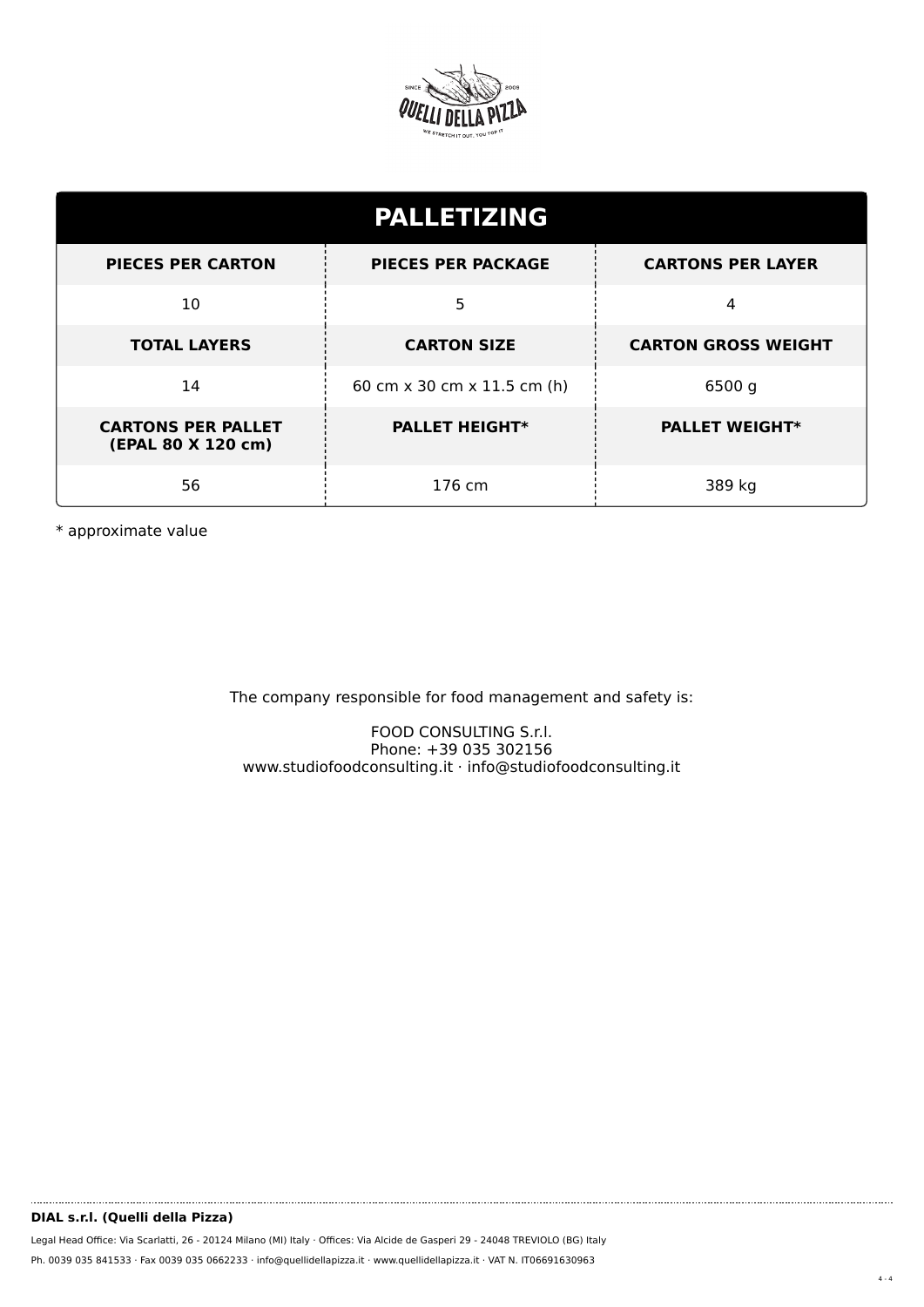## PALLETIZING

| PIECES PER CARTON | PIECES PER PACKAGE | CARTONS PER LAYER |
|---|---|---|
| 10 | 5 | 4 |
| **TOTAL LAYERS** | **CARTON SIZE** | **CARTON GROSS WEIGHT** |
| 14 | 60 cm x 30 cm x 11.5 cm (h) | 6500 g |
| **CARTONS PER PALLET (EPAL 80 X 120 cm)** | **PALLET HEIGHT*** | **PALLET WEIGHT*** |
| 56 | 176 cm | 389 kg |

* approximate value

The company responsible for food management and safety is:

FOOD CONSULTING S.r.l.
Phone: +39 035 302156
www.studiofoodconsulting.it · info@studiofoodconsulting.it

**DIAL s.r.l. (Quelli della Pizza)**

Legal Head Office: Via Scarlatti, 26 - 20124 Milano (MI) Italy · Offices: Via Alcide de Gasperi 29 - 24048 TREVIOLO (BG) Italy

Ph. 0039 035 841533 · Fax 0039 035 0662233 · info@quellidellapizza.it · www.quellidellapizza.it · VAT N. IT06691630963